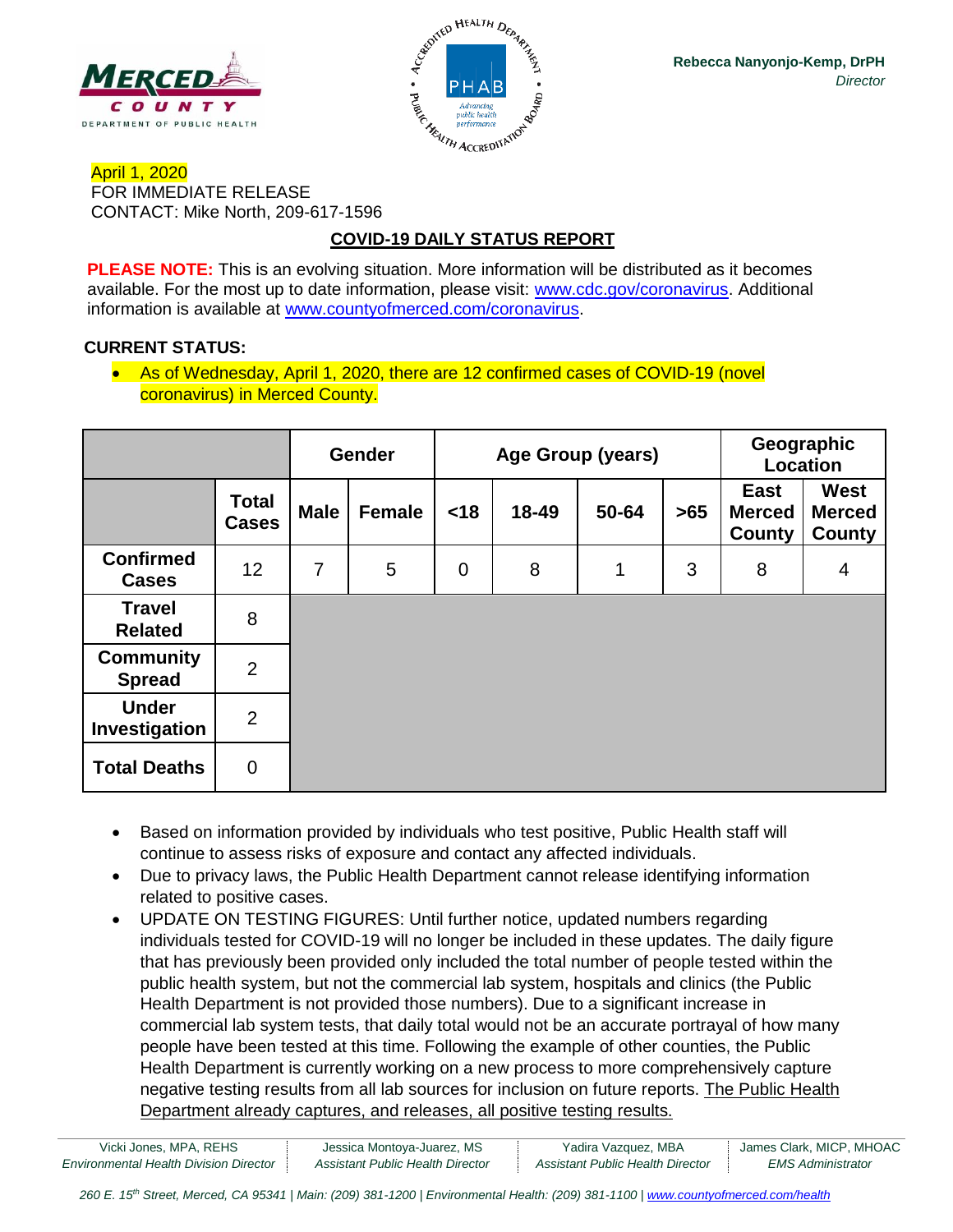MERCED COUNTY DEPARTMENT OF PUBLIC HEALTH

**Rebecca Nanyonjo-Kemp, DrPH**
*Director*

April 1, 2020
FOR IMMEDIATE RELEASE
CONTACT: Mike North, 209-617-1596

## COVID-19 DAILY STATUS REPORT

**PLEASE NOTE:** This is an evolving situation. More information will be distributed as it becomes available. For the most up to date information, please visit: www.cdc.gov/coronavirus. Additional information is available at www.countyofmerced.com/coronavirus.

**CURRENT STATUS:**

- As of Wednesday, April 1, 2020, there are 12 confirmed cases of COVID-19 (novel coronavirus) in Merced County.

| | | Gender | | Age Group (years) | | | | Geographic Location | |
|---|---|---|---|---|---|---|---|---|---|
| | **Total Cases** | **Male** | **Female** | **<18** | **18-49** | **50-64** | **>65** | **East Merced County** | **West Merced County** |
| **Confirmed Cases** | 12 | 7 | 5 | 0 | 8 | 1 | 3 | 8 | 4 |
| **Travel Related** | 8 | | | | | | | | |
| **Community Spread** | 2 | | | | | | | | |
| **Under Investigation** | 2 | | | | | | | | |
| **Total Deaths** | 0 | | | | | | | | |

- Based on information provided by individuals who test positive, Public Health staff will continue to assess risks of exposure and contact any affected individuals.
- Due to privacy laws, the Public Health Department cannot release identifying information related to positive cases.
- UPDATE ON TESTING FIGURES: Until further notice, updated numbers regarding individuals tested for COVID-19 will no longer be included in these updates. The daily figure that has previously been provided only included the total number of people tested within the public health system, but not the commercial lab system, hospitals and clinics (the Public Health Department is not provided those numbers). Due to a significant increase in commercial lab system tests, that daily total would not be an accurate portrayal of how many people have been tested at this time. Following the example of other counties, the Public Health Department is currently working on a new process to more comprehensively capture negative testing results from all lab sources for inclusion on future reports. The Public Health Department already captures, and releases, all positive testing results.

Vicki Jones, MPA, REHS — *Environmental Health Division Director* | Jessica Montoya-Juarez, MS — *Assistant Public Health Director* | Yadira Vazquez, MBA — *Assistant Public Health Director* | James Clark, MICP, MHOAC — *EMS Administrator*

*260 E. 15th Street, Merced, CA 95341 | Main: (209) 381-1200 | Environmental Health: (209) 381-1100 | www.countyofmerced.com/health*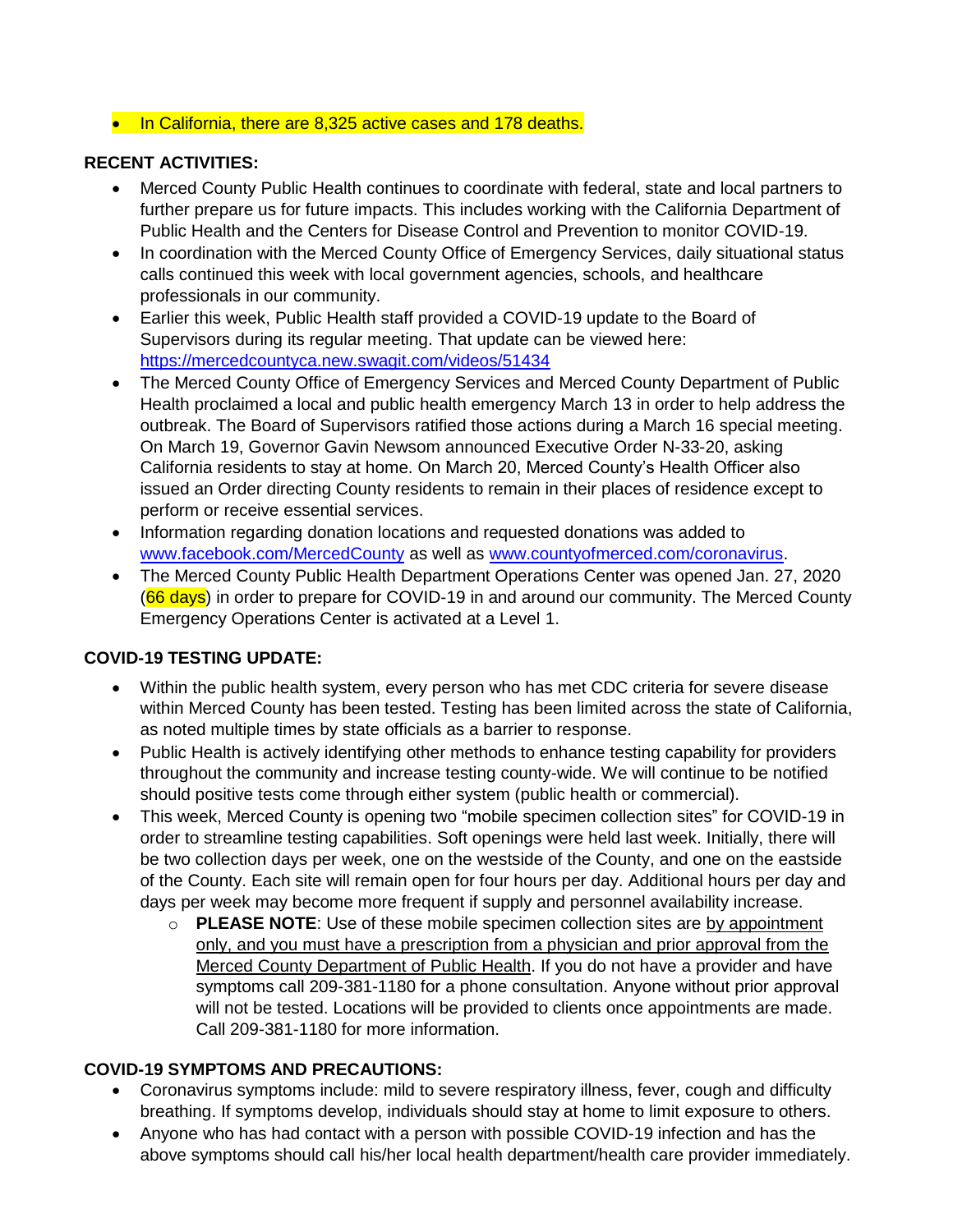- In California, there are 8,325 active cases and 178 deaths.

**RECENT ACTIVITIES:**

- Merced County Public Health continues to coordinate with federal, state and local partners to further prepare us for future impacts. This includes working with the California Department of Public Health and the Centers for Disease Control and Prevention to monitor COVID-19.
- In coordination with the Merced County Office of Emergency Services, daily situational status calls continued this week with local government agencies, schools, and healthcare professionals in our community.
- Earlier this week, Public Health staff provided a COVID-19 update to the Board of Supervisors during its regular meeting. That update can be viewed here: https://mercedcountyca.new.swagit.com/videos/51434
- The Merced County Office of Emergency Services and Merced County Department of Public Health proclaimed a local and public health emergency March 13 in order to help address the outbreak. The Board of Supervisors ratified those actions during a March 16 special meeting. On March 19, Governor Gavin Newsom announced Executive Order N-33-20, asking California residents to stay at home. On March 20, Merced County's Health Officer also issued an Order directing County residents to remain in their places of residence except to perform or receive essential services.
- Information regarding donation locations and requested donations was added to www.facebook.com/MercedCounty as well as www.countyofmerced.com/coronavirus.
- The Merced County Public Health Department Operations Center was opened Jan. 27, 2020 (66 days) in order to prepare for COVID-19 in and around our community. The Merced County Emergency Operations Center is activated at a Level 1.

**COVID-19 TESTING UPDATE:**

- Within the public health system, every person who has met CDC criteria for severe disease within Merced County has been tested. Testing has been limited across the state of California, as noted multiple times by state officials as a barrier to response.
- Public Health is actively identifying other methods to enhance testing capability for providers throughout the community and increase testing county-wide. We will continue to be notified should positive tests come through either system (public health or commercial).
- This week, Merced County is opening two "mobile specimen collection sites" for COVID-19 in order to streamline testing capabilities. Soft openings were held last week. Initially, there will be two collection days per week, one on the westside of the County, and one on the eastside of the County. Each site will remain open for four hours per day. Additional hours per day and days per week may become more frequent if supply and personnel availability increase.
  - **PLEASE NOTE**: Use of these mobile specimen collection sites are by appointment only, and you must have a prescription from a physician and prior approval from the Merced County Department of Public Health. If you do not have a provider and have symptoms call 209-381-1180 for a phone consultation. Anyone without prior approval will not be tested. Locations will be provided to clients once appointments are made. Call 209-381-1180 for more information.

**COVID-19 SYMPTOMS AND PRECAUTIONS:**

- Coronavirus symptoms include: mild to severe respiratory illness, fever, cough and difficulty breathing. If symptoms develop, individuals should stay at home to limit exposure to others.
- Anyone who has had contact with a person with possible COVID-19 infection and has the above symptoms should call his/her local health department/health care provider immediately.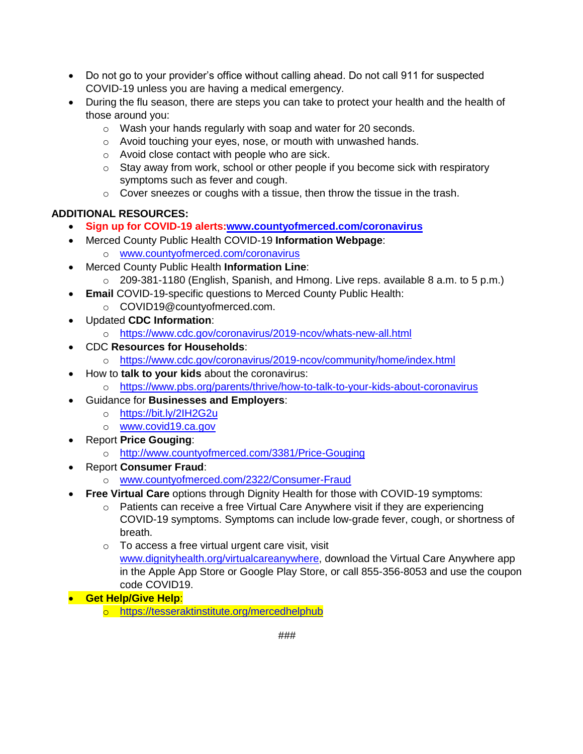- Do not go to your provider's office without calling ahead. Do not call 911 for suspected COVID-19 unless you are having a medical emergency.
- During the flu season, there are steps you can take to protect your health and the health of those around you:
  - Wash your hands regularly with soap and water for 20 seconds.
  - Avoid touching your eyes, nose, or mouth with unwashed hands.
  - Avoid close contact with people who are sick.
  - Stay away from work, school or other people if you become sick with respiratory symptoms such as fever and cough.
  - Cover sneezes or coughs with a tissue, then throw the tissue in the trash.

**ADDITIONAL RESOURCES:**

- **Sign up for COVID-19 alerts:www.countyofmerced.com/coronavirus**
- Merced County Public Health COVID-19 **Information Webpage**:
  - www.countyofmerced.com/coronavirus
- Merced County Public Health **Information Line**:
  - 209-381-1180 (English, Spanish, and Hmong. Live reps. available 8 a.m. to 5 p.m.)
- **Email** COVID-19-specific questions to Merced County Public Health:
  - COVID19@countyofmerced.com.
- Updated **CDC Information**:
  - https://www.cdc.gov/coronavirus/2019-ncov/whats-new-all.html
- CDC **Resources for Households**:
  - https://www.cdc.gov/coronavirus/2019-ncov/community/home/index.html
- How to **talk to your kids** about the coronavirus:
  - https://www.pbs.org/parents/thrive/how-to-talk-to-your-kids-about-coronavirus
- Guidance for **Businesses and Employers**:
  - https://bit.ly/2IH2G2u
  - www.covid19.ca.gov
- Report **Price Gouging**:
  - http://www.countyofmerced.com/3381/Price-Gouging
- Report **Consumer Fraud**:
  - www.countyofmerced.com/2322/Consumer-Fraud
- **Free Virtual Care** options through Dignity Health for those with COVID-19 symptoms:
  - Patients can receive a free Virtual Care Anywhere visit if they are experiencing COVID-19 symptoms. Symptoms can include low-grade fever, cough, or shortness of breath.
  - To access a free virtual urgent care visit, visit www.dignityhealth.org/virtualcareanywhere, download the Virtual Care Anywhere app in the Apple App Store or Google Play Store, or call 855-356-8053 and use the coupon code COVID19.
- **Get Help/Give Help**:
  - https://tesseraktinstitute.org/mercedhelphub

###